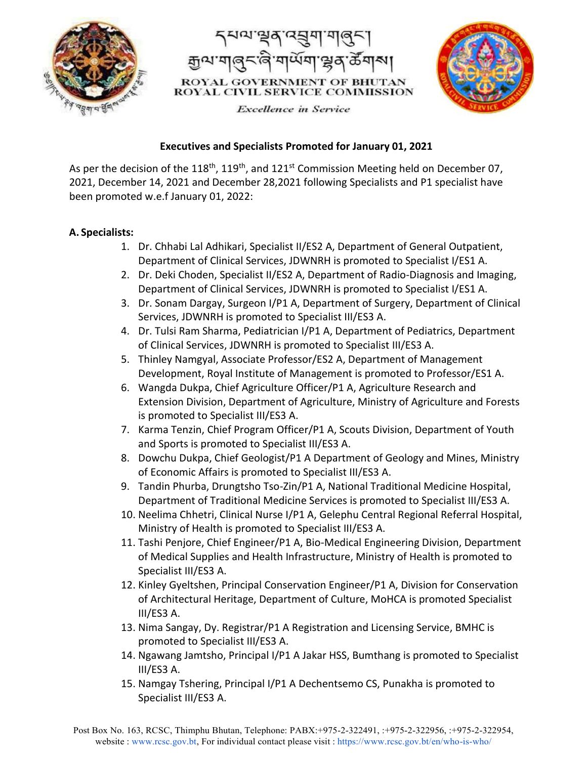དཔལ་ལྡན་འབྲུག་གཞུང་།
རྒྱལ་གཞུང་ཞི་གཡོག་ལྷན་ཚོགས།

ROYAL GOVERNMENT OF BHUTAN
ROYAL CIVIL SERVICE COMMISSION

*Excellence in Service*

**Executives and Specialists Promoted for January 01, 2021**

As per the decision of the 118th, 119th, and 121st Commission Meeting held on December 07, 2021, December 14, 2021 and December 28,2021 following Specialists and P1 specialist have been promoted w.e.f January 01, 2022:

**A. Specialists:**

1. Dr. Chhabi Lal Adhikari, Specialist II/ES2 A, Department of General Outpatient, Department of Clinical Services, JDWNRH is promoted to Specialist I/ES1 A.
2. Dr. Deki Choden, Specialist II/ES2 A, Department of Radio-Diagnosis and Imaging, Department of Clinical Services, JDWNRH is promoted to Specialist I/ES1 A.
3. Dr. Sonam Dargay, Surgeon I/P1 A, Department of Surgery, Department of Clinical Services, JDWNRH is promoted to Specialist III/ES3 A.
4. Dr. Tulsi Ram Sharma, Pediatrician I/P1 A, Department of Pediatrics, Department of Clinical Services, JDWNRH is promoted to Specialist III/ES3 A.
5. Thinley Namgyal, Associate Professor/ES2 A, Department of Management Development, Royal Institute of Management is promoted to Professor/ES1 A.
6. Wangda Dukpa, Chief Agriculture Officer/P1 A, Agriculture Research and Extension Division, Department of Agriculture, Ministry of Agriculture and Forests is promoted to Specialist III/ES3 A.
7. Karma Tenzin, Chief Program Officer/P1 A, Scouts Division, Department of Youth and Sports is promoted to Specialist III/ES3 A.
8. Dowchu Dukpa, Chief Geologist/P1 A Department of Geology and Mines, Ministry of Economic Affairs is promoted to Specialist III/ES3 A.
9. Tandin Phurba, Drungtsho Tso-Zin/P1 A, National Traditional Medicine Hospital, Department of Traditional Medicine Services is promoted to Specialist III/ES3 A.
10. Neelima Chhetri, Clinical Nurse I/P1 A, Gelephu Central Regional Referral Hospital, Ministry of Health is promoted to Specialist III/ES3 A.
11. Tashi Penjore, Chief Engineer/P1 A, Bio-Medical Engineering Division, Department of Medical Supplies and Health Infrastructure, Ministry of Health is promoted to Specialist III/ES3 A.
12. Kinley Gyeltshen, Principal Conservation Engineer/P1 A, Division for Conservation of Architectural Heritage, Department of Culture, MoHCA is promoted Specialist III/ES3 A.
13. Nima Sangay, Dy. Registrar/P1 A Registration and Licensing Service, BMHC is promoted to Specialist III/ES3 A.
14. Ngawang Jamtsho, Principal I/P1 A Jakar HSS, Bumthang is promoted to Specialist III/ES3 A.
15. Namgay Tshering, Principal I/P1 A Dechentsemo CS, Punakha is promoted to Specialist III/ES3 A.

Post Box No. 163, RCSC, Thimphu Bhutan, Telephone: PABX:+975-2-322491, :+975-2-322956, :+975-2-322954, website : www.rcsc.gov.bt, For individual contact please visit : https://www.rcsc.gov.bt/en/who-is-who/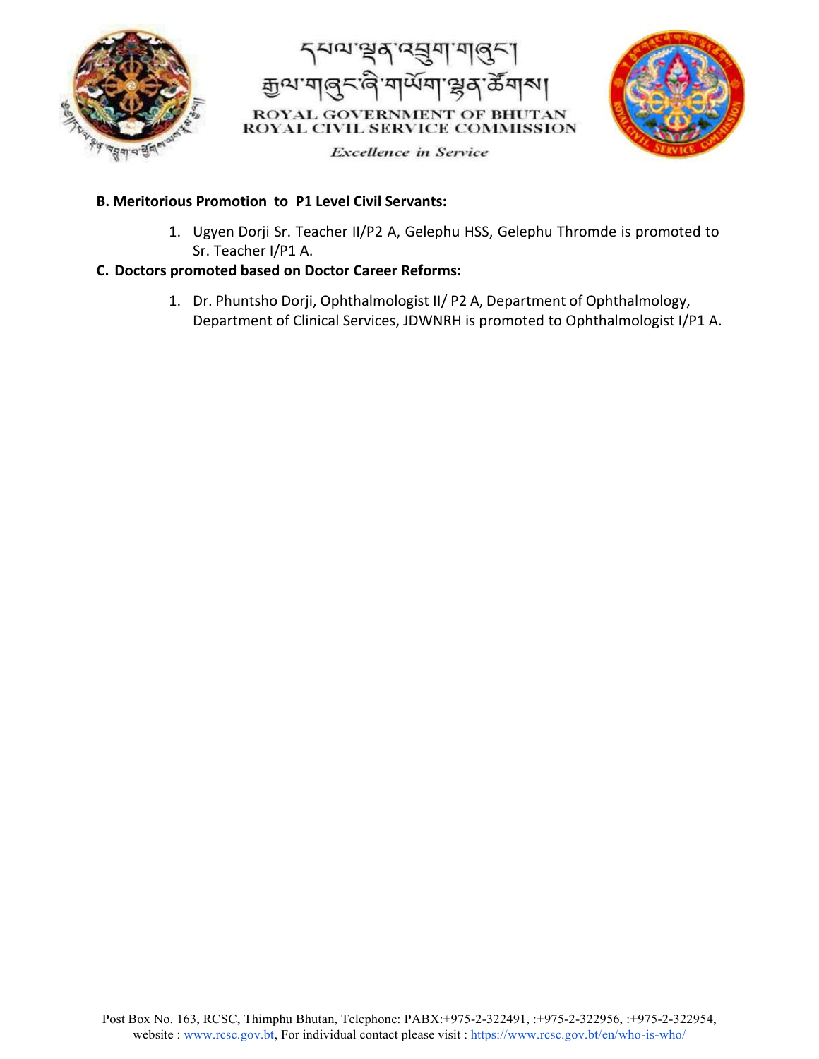**B. Meritorious Promotion to P1 Level Civil Servants:**

1. Ugyen Dorji Sr. Teacher II/P2 A, Gelephu HSS, Gelephu Thromde is promoted to Sr. Teacher I/P1 A.

**C. Doctors promoted based on Doctor Career Reforms:**

1. Dr. Phuntsho Dorji, Ophthalmologist II/ P2 A, Department of Ophthalmology, Department of Clinical Services, JDWNRH is promoted to Ophthalmologist I/P1 A.